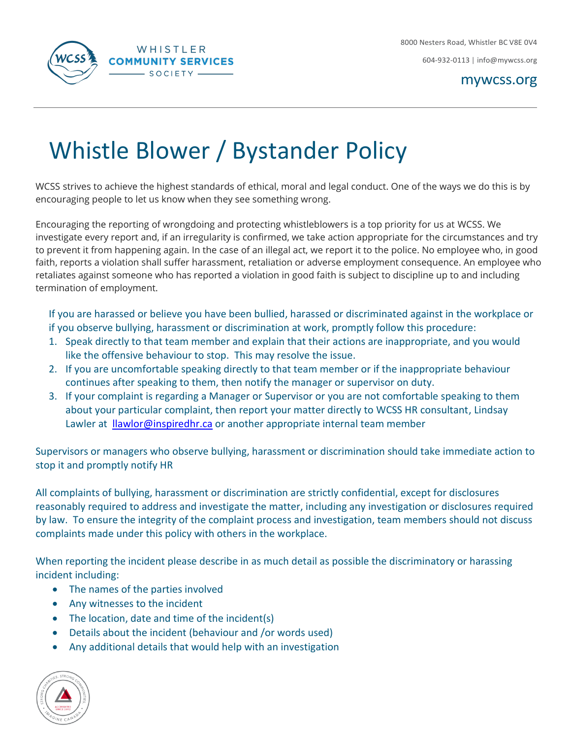8000 Nesters Road, Whistler BC V8E 0V4

604-932-0113 | info@mywcss.org

mywcss.org

# Whistle Blower / Bystander Policy

WCSS strives to achieve the highest standards of ethical, moral and legal conduct. One of the ways we do this is by encouraging people to let us know when they see something wrong.

Encouraging the reporting of wrongdoing and protecting whistleblowers is a top priority for us at WCSS. We investigate every report and, if an irregularity is confirmed, we take action appropriate for the circumstances and try to prevent it from happening again. In the case of an illegal act, we report it to the police. No employee who, in good faith, reports a violation shall suffer harassment, retaliation or adverse employment consequence. An employee who retaliates against someone who has reported a violation in good faith is subject to discipline up to and including termination of employment.

If you are harassed or believe you have been bullied, harassed or discriminated against in the workplace or if you observe bullying, harassment or discrimination at work, promptly follow this procedure:

1. Speak directly to that team member and explain that their actions are inappropriate, and you would like the offensive behaviour to stop. This may resolve the issue.
2. If you are uncomfortable speaking directly to that team member or if the inappropriate behaviour continues after speaking to them, then notify the manager or supervisor on duty.
3. If your complaint is regarding a Manager or Supervisor or you are not comfortable speaking to them about your particular complaint, then report your matter directly to WCSS HR consultant, Lindsay Lawler at llawlor@inspiredhr.ca or another appropriate internal team member

Supervisors or managers who observe bullying, harassment or discrimination should take immediate action to stop it and promptly notify HR

All complaints of bullying, harassment or discrimination are strictly confidential, except for disclosures reasonably required to address and investigate the matter, including any investigation or disclosures required by law. To ensure the integrity of the complaint process and investigation, team members should not discuss complaints made under this policy with others in the workplace.

When reporting the incident please describe in as much detail as possible the discriminatory or harassing incident including:

- The names of the parties involved
- Any witnesses to the incident
- The location, date and time of the incident(s)
- Details about the incident (behaviour and /or words used)
- Any additional details that would help with an investigation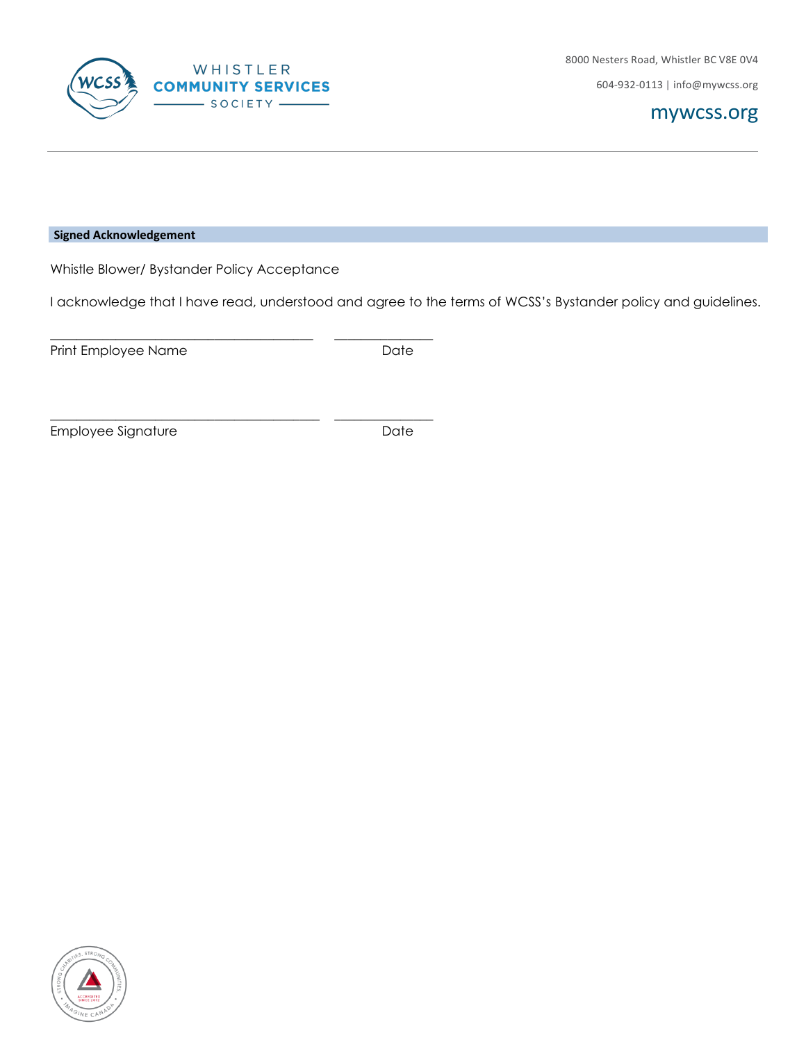## Signed Acknowledgement

Whistle Blower/ Bystander Policy Acceptance

I acknowledge that I have read, understood and agree to the terms of WCSS's Bystander policy and guidelines.

_______________________________________ _______________

Print Employee Name Date

_______________________________________ _______________

Employee Signature Date